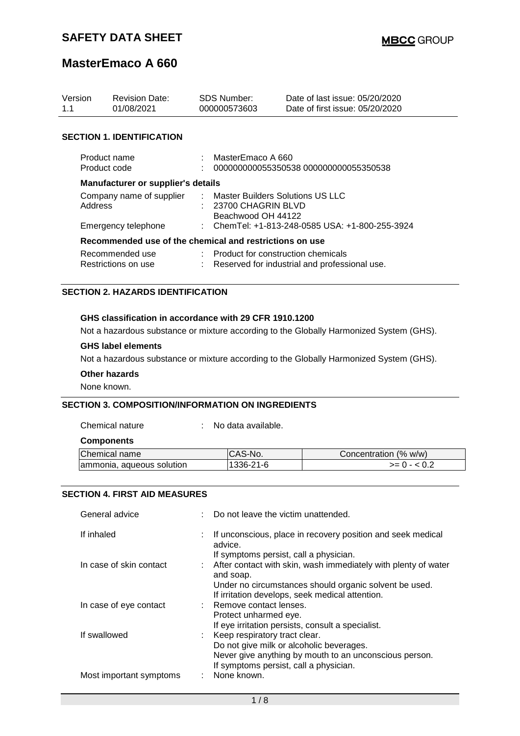# SAFETY DATA SHEET

## MasterEmaco A 660

| Version | Revision Date: | SDS Number: | Date of last issue: 05/20/2020 |
| --- | --- | --- | --- |
| 1.1 | 01/08/2021 | 000000573603 | Date of first issue: 05/20/2020 |

### SECTION 1. IDENTIFICATION

Product name : MasterEmaco A 660

Product code : 000000000055350538 000000000055350538

**Manufacturer or supplier's details**

Company name of supplier : Master Builders Solutions US LLC

Address : 23700 CHAGRIN BLVD
Beachwood OH 44122

Emergency telephone : ChemTel: +1-813-248-0585 USA: +1-800-255-3924

**Recommended use of the chemical and restrictions on use**

Recommended use : Product for construction chemicals

Restrictions on use : Reserved for industrial and professional use.

### SECTION 2. HAZARDS IDENTIFICATION

**GHS classification in accordance with 29 CFR 1910.1200**

Not a hazardous substance or mixture according to the Globally Harmonized System (GHS).

**GHS label elements**

Not a hazardous substance or mixture according to the Globally Harmonized System (GHS).

**Other hazards**

None known.

### SECTION 3. COMPOSITION/INFORMATION ON INGREDIENTS

Chemical nature : No data available.

**Components**

| Chemical name | CAS-No. | Concentration (% w/w) |
| --- | --- | --- |
| ammonia, aqueous solution | 1336-21-6 | >= 0 - < 0.2 |

### SECTION 4. FIRST AID MEASURES

General advice : Do not leave the victim unattended.

If inhaled : If unconscious, place in recovery position and seek medical advice.
If symptoms persist, call a physician.

In case of skin contact : After contact with skin, wash immediately with plenty of water and soap.
Under no circumstances should organic solvent be used.
If irritation develops, seek medical attention.

In case of eye contact : Remove contact lenses.
Protect unharmed eye.
If eye irritation persists, consult a specialist.

If swallowed : Keep respiratory tract clear.
Do not give milk or alcoholic beverages.
Never give anything by mouth to an unconscious person.
If symptoms persist, call a physician.

Most important symptoms : None known.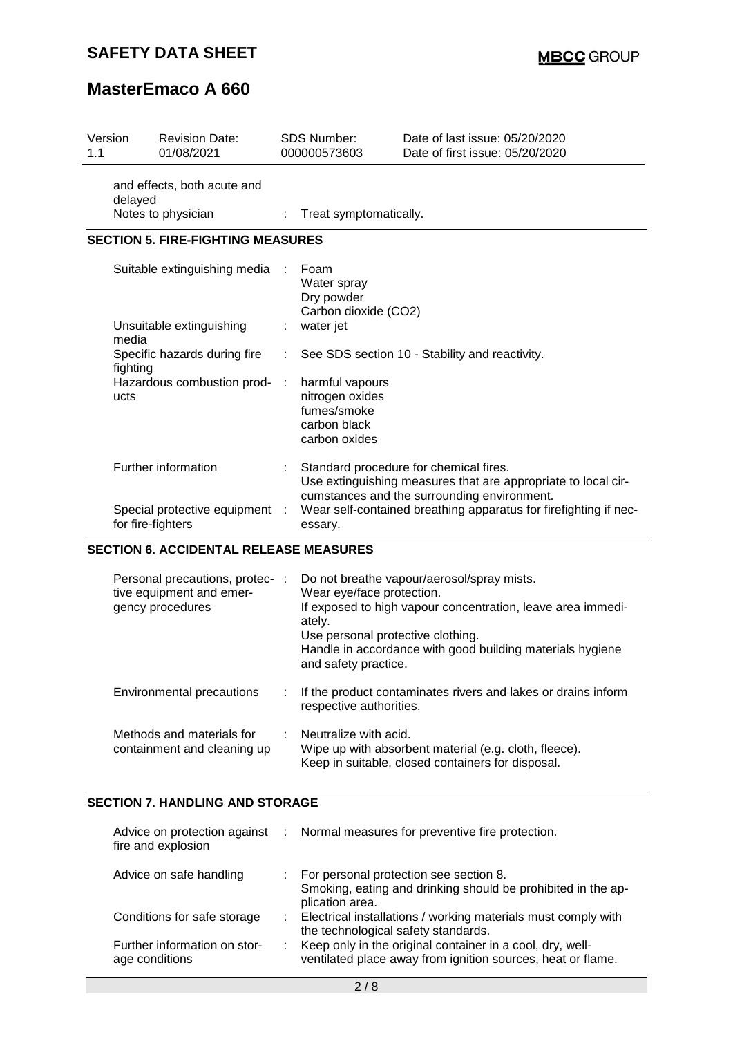| Version 1.1 | Revision Date: 01/08/2021 | SDS Number: 000000573603 | Date of last issue: 05/20/2020 Date of first issue: 05/20/2020 |
|---|---|---|---|

| | |
|---|---|
| and effects, both acute and delayed | |
| Notes to physician | : Treat symptomatically. |

## SECTION 5. FIRE-FIGHTING MEASURES

| | |
|---|---|
| Suitable extinguishing media | : Foam<br>Water spray<br>Dry powder<br>Carbon dioxide ($CO_2$) |
| Unsuitable extinguishing media | : water jet |
| Specific hazards during fire fighting | : See SDS section 10 - Stability and reactivity. |
| Hazardous combustion products | : harmful vapours<br>nitrogen oxides<br>fumes/smoke<br>carbon black<br>carbon oxides |
| Further information | : Standard procedure for chemical fires.<br>Use extinguishing measures that are appropriate to local circumstances and the surrounding environment. |
| Special protective equipment for fire-fighters | : Wear self-contained breathing apparatus for firefighting if necessary. |

## SECTION 6. ACCIDENTAL RELEASE MEASURES

| | |
|---|---|
| Personal precautions, protective equipment and emergency procedures | : Do not breathe vapour/aerosol/spray mists.<br>Wear eye/face protection.<br>If exposed to high vapour concentration, leave area immediately.<br>Use personal protective clothing.<br>Handle in accordance with good building materials hygiene and safety practice. |
| Environmental precautions | : If the product contaminates rivers and lakes or drains inform respective authorities. |
| Methods and materials for containment and cleaning up | : Neutralize with acid.<br>Wipe up with absorbent material (e.g. cloth, fleece).<br>Keep in suitable, closed containers for disposal. |

## SECTION 7. HANDLING AND STORAGE

| | |
|---|---|
| Advice on protection against fire and explosion | : Normal measures for preventive fire protection. |
| Advice on safe handling | : For personal protection see section 8.<br>Smoking, eating and drinking should be prohibited in the application area. |
| Conditions for safe storage | : Electrical installations / working materials must comply with the technological safety standards. |
| Further information on storage conditions | : Keep only in the original container in a cool, dry, well-ventilated place away from ignition sources, heat or flame. |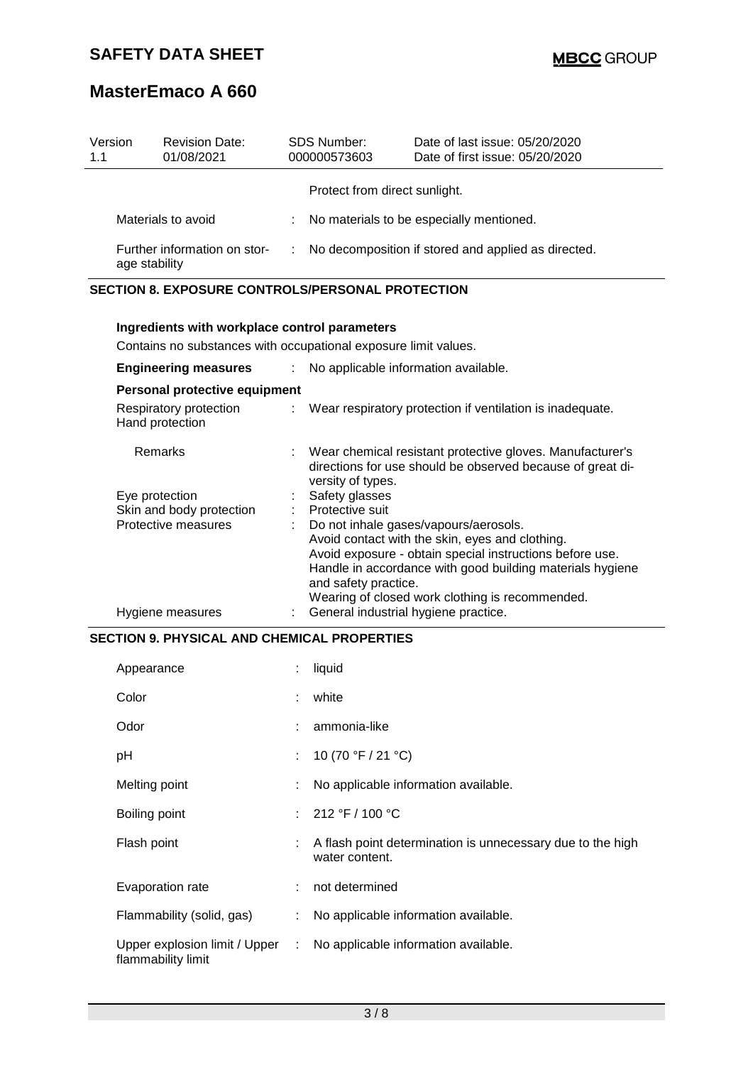| Version 1.1 | Revision Date: 01/08/2021 | SDS Number: 000000573603 | Date of last issue: 05/20/2020<br>Date of first issue: 05/20/2020 |
|---|---|---|---|

Protect from direct sunlight.

| | | |
|---|---|---|
| Materials to avoid | : | No materials to be especially mentioned. |
| Further information on storage stability | : | No decomposition if stored and applied as directed. |

## SECTION 8. EXPOSURE CONTROLS/PERSONAL PROTECTION

**Ingredients with workplace control parameters**

Contains no substances with occupational exposure limit values.

| | | |
|---|---|---|
| **Engineering measures** | : | No applicable information available. |

**Personal protective equipment**

| | | |
|---|---|---|
| Respiratory protection | : | Wear respiratory protection if ventilation is inadequate. |
| Hand protection | | |
| Remarks | : | Wear chemical resistant protective gloves. Manufacturer's directions for use should be observed because of great diversity of types. |
| Eye protection | : | Safety glasses |
| Skin and body protection | : | Protective suit |
| Protective measures | : | Do not inhale gases/vapours/aerosols.<br>Avoid contact with the skin, eyes and clothing.<br>Avoid exposure - obtain special instructions before use.<br>Handle in accordance with good building materials hygiene and safety practice.<br>Wearing of closed work clothing is recommended. |
| Hygiene measures | : | General industrial hygiene practice. |

## SECTION 9. PHYSICAL AND CHEMICAL PROPERTIES

| | | |
|---|---|---|
| Appearance | : | liquid |
| Color | : | white |
| Odor | : | ammonia-like |
| pH | : | 10 (70 °F / 21 °C) |
| Melting point | : | No applicable information available. |
| Boiling point | : | 212 °F / 100 °C |
| Flash point | : | A flash point determination is unnecessary due to the high water content. |
| Evaporation rate | : | not determined |
| Flammability (solid, gas) | : | No applicable information available. |
| Upper explosion limit / Upper flammability limit | : | No applicable information available. |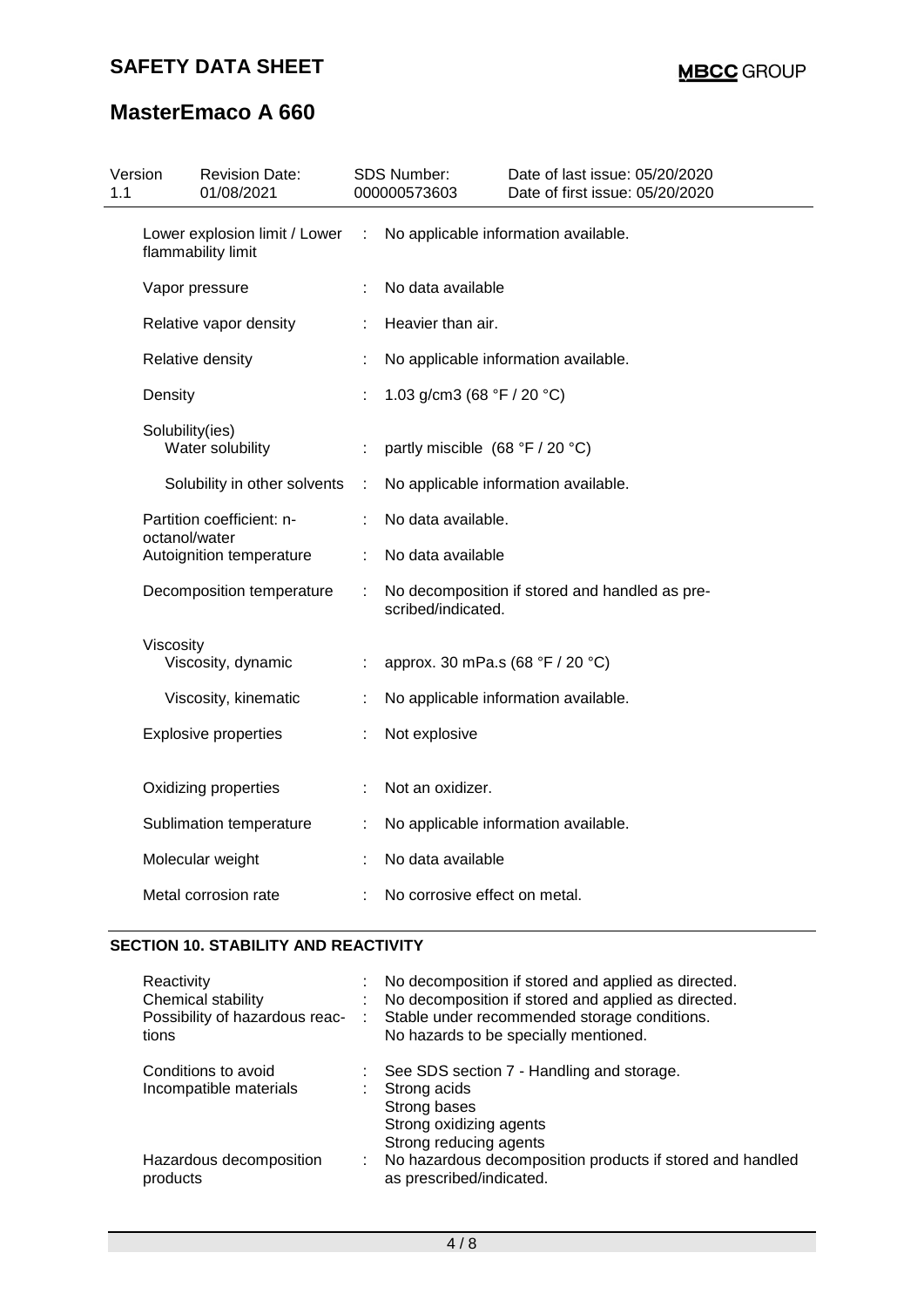| | | |
|---|---|---|
| Lower explosion limit / Lower flammability limit | : | No applicable information available. |
| Vapor pressure | : | No data available |
| Relative vapor density | : | Heavier than air. |
| Relative density | : | No applicable information available. |
| Density | : | 1.03 g/cm3 (68 °F / 20 °C) |
| Solubility(ies) | | |
| Water solubility | : | partly miscible (68 °F / 20 °C) |
| Solubility in other solvents | : | No applicable information available. |
| Partition coefficient: n-octanol/water | : | No data available. |
| Autoignition temperature | : | No data available |
| Decomposition temperature | : | No decomposition if stored and handled as prescribed/indicated. |
| Viscosity | | |
| Viscosity, dynamic | : | approx. 30 mPa.s (68 °F / 20 °C) |
| Viscosity, kinematic | : | No applicable information available. |
| Explosive properties | : | Not explosive |
| Oxidizing properties | : | Not an oxidizer. |
| Sublimation temperature | : | No applicable information available. |
| Molecular weight | : | No data available |
| Metal corrosion rate | : | No corrosive effect on metal. |

## SECTION 10. STABILITY AND REACTIVITY

| | | |
|---|---|---|
| Reactivity | : | No decomposition if stored and applied as directed. |
| Chemical stability | : | No decomposition if stored and applied as directed. |
| Possibility of hazardous reactions | : | Stable under recommended storage conditions.<br>No hazards to be specially mentioned. |
| Conditions to avoid | : | See SDS section 7 - Handling and storage. |
| Incompatible materials | : | Strong acids<br>Strong bases<br>Strong oxidizing agents<br>Strong reducing agents |
| Hazardous decomposition products | : | No hazardous decomposition products if stored and handled as prescribed/indicated. |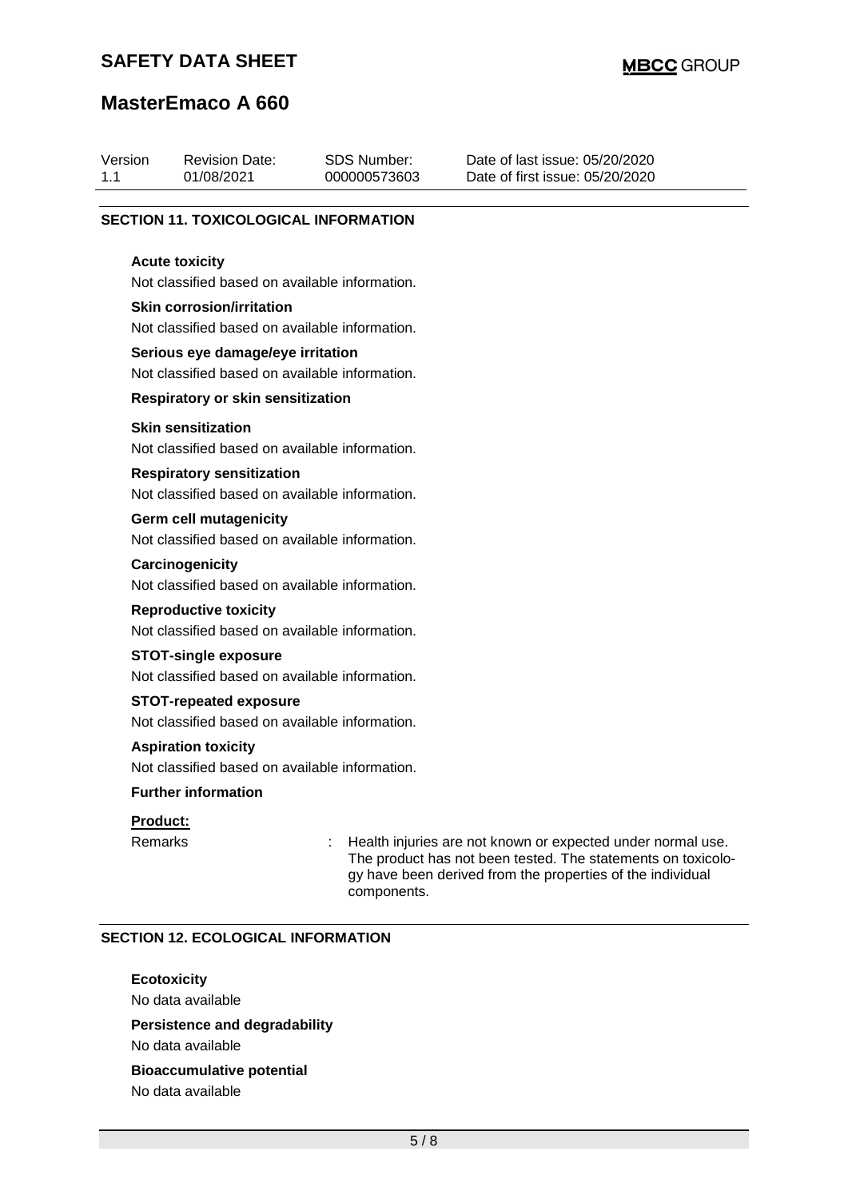## SECTION 11. TOXICOLOGICAL INFORMATION

**Acute toxicity**

Not classified based on available information.

**Skin corrosion/irritation**

Not classified based on available information.

**Serious eye damage/eye irritation**

Not classified based on available information.

**Respiratory or skin sensitization**

**Skin sensitization**

Not classified based on available information.

**Respiratory sensitization**

Not classified based on available information.

**Germ cell mutagenicity**

Not classified based on available information.

**Carcinogenicity**

Not classified based on available information.

**Reproductive toxicity**

Not classified based on available information.

**STOT-single exposure**

Not classified based on available information.

**STOT-repeated exposure**

Not classified based on available information.

**Aspiration toxicity**

Not classified based on available information.

**Further information**

**Product:**

Remarks : Health injuries are not known or expected under normal use. The product has not been tested. The statements on toxicology have been derived from the properties of the individual components.

## SECTION 12. ECOLOGICAL INFORMATION

**Ecotoxicity**

No data available

**Persistence and degradability**

No data available

**Bioaccumulative potential**

No data available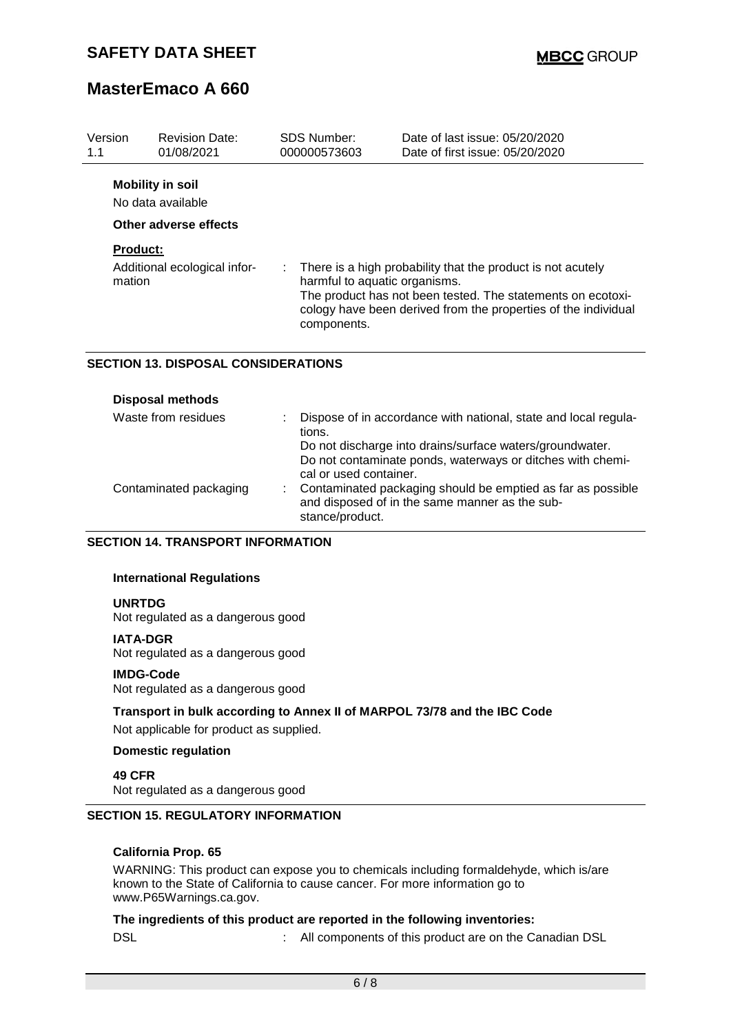| Version | Revision Date: | SDS Number: | Date of last issue: 05/20/2020 |
|---|---|---|---|
| 1.1 | 01/08/2021 | 000000573603 | Date of first issue: 05/20/2020 |

**Mobility in soil**

No data available

**Other adverse effects**

**Product:**

Additional ecological information : There is a high probability that the product is not acutely harmful to aquatic organisms.
The product has not been tested. The statements on ecotoxicology have been derived from the properties of the individual components.

## SECTION 13. DISPOSAL CONSIDERATIONS

**Disposal methods**

Waste from residues : Dispose of in accordance with national, state and local regulations.
Do not discharge into drains/surface waters/groundwater.
Do not contaminate ponds, waterways or ditches with chemical or used container.

Contaminated packaging : Contaminated packaging should be emptied as far as possible and disposed of in the same manner as the substance/product.

## SECTION 14. TRANSPORT INFORMATION

**International Regulations**

**UNRTDG**
Not regulated as a dangerous good

**IATA-DGR**
Not regulated as a dangerous good

**IMDG-Code**
Not regulated as a dangerous good

**Transport in bulk according to Annex II of MARPOL 73/78 and the IBC Code**

Not applicable for product as supplied.

**Domestic regulation**

**49 CFR**
Not regulated as a dangerous good

## SECTION 15. REGULATORY INFORMATION

**California Prop. 65**

WARNING: This product can expose you to chemicals including formaldehyde, which is/are known to the State of California to cause cancer. For more information go to www.P65Warnings.ca.gov.

**The ingredients of this product are reported in the following inventories:**

DSL : All components of this product are on the Canadian DSL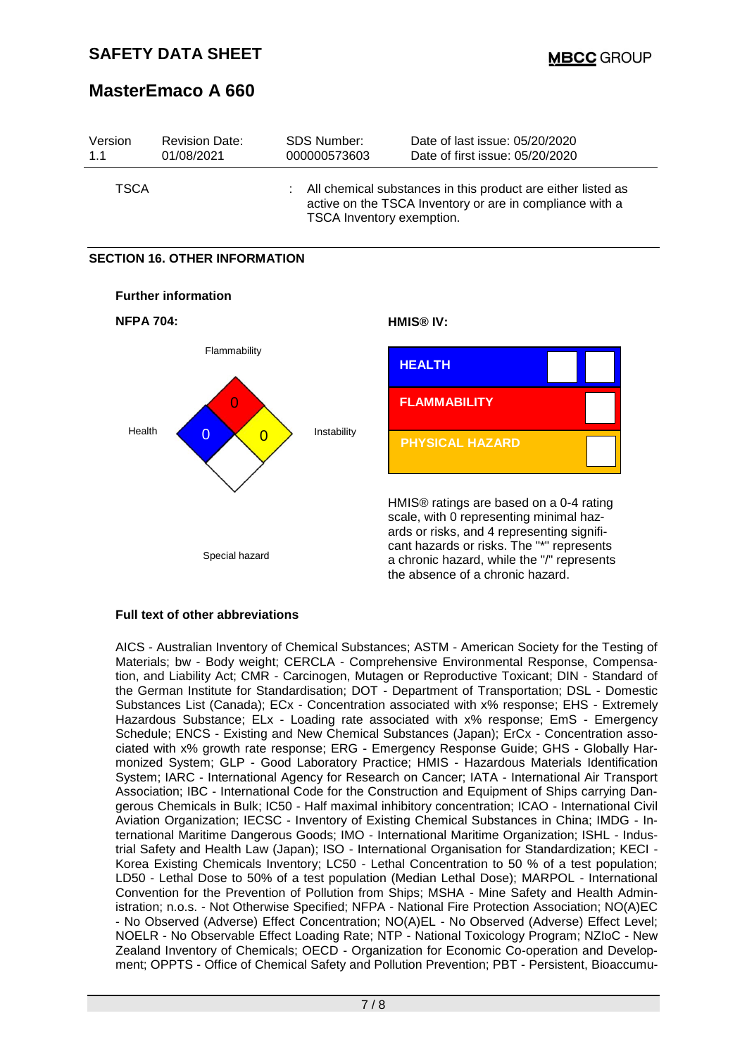| Version | Revision Date: | SDS Number: | Date of last issue: 05/20/2020 |
|---|---|---|---|
| 1.1 | 01/08/2021 | 000000573603 | Date of first issue: 05/20/2020 |

TSCA : All chemical substances in this product are either listed as active on the TSCA Inventory or are in compliance with a TSCA Inventory exemption.

## SECTION 16. OTHER INFORMATION

### Further information

**NFPA 704:**

Flammability: 0
Health: 0
Instability: 0
Special hazard

**HMIS® IV:**

| | |
|---|---|
| HEALTH | |
| FLAMMABILITY | |
| PHYSICAL HAZARD | |

HMIS® ratings are based on a 0-4 rating scale, with 0 representing minimal hazards or risks, and 4 representing significant hazards or risks. The "*" represents a chronic hazard, while the "/" represents the absence of a chronic hazard.

### Full text of other abbreviations

AICS - Australian Inventory of Chemical Substances; ASTM - American Society for the Testing of Materials; bw - Body weight; CERCLA - Comprehensive Environmental Response, Compensation, and Liability Act; CMR - Carcinogen, Mutagen or Reproductive Toxicant; DIN - Standard of the German Institute for Standardisation; DOT - Department of Transportation; DSL - Domestic Substances List (Canada); ECx - Concentration associated with x% response; EHS - Extremely Hazardous Substance; ELx - Loading rate associated with x% response; EmS - Emergency Schedule; ENCS - Existing and New Chemical Substances (Japan); ErCx - Concentration associated with x% growth rate response; ERG - Emergency Response Guide; GHS - Globally Harmonized System; GLP - Good Laboratory Practice; HMIS - Hazardous Materials Identification System; IARC - International Agency for Research on Cancer; IATA - International Air Transport Association; IBC - International Code for the Construction and Equipment of Ships carrying Dangerous Chemicals in Bulk; IC50 - Half maximal inhibitory concentration; ICAO - International Civil Aviation Organization; IECSC - Inventory of Existing Chemical Substances in China; IMDG - International Maritime Dangerous Goods; IMO - International Maritime Organization; ISHL - Industrial Safety and Health Law (Japan); ISO - International Organisation for Standardization; KECI - Korea Existing Chemicals Inventory; LC50 - Lethal Concentration to 50 % of a test population; LD50 - Lethal Dose to 50% of a test population (Median Lethal Dose); MARPOL - International Convention for the Prevention of Pollution from Ships; MSHA - Mine Safety and Health Administration; n.o.s. - Not Otherwise Specified; NFPA - National Fire Protection Association; NO(A)EC - No Observed (Adverse) Effect Concentration; NO(A)EL - No Observed (Adverse) Effect Level; NOELR - No Observable Effect Loading Rate; NTP - National Toxicology Program; NZIoC - New Zealand Inventory of Chemicals; OECD - Organization for Economic Co-operation and Development; OPPTS - Office of Chemical Safety and Pollution Prevention; PBT - Persistent, Bioaccumu-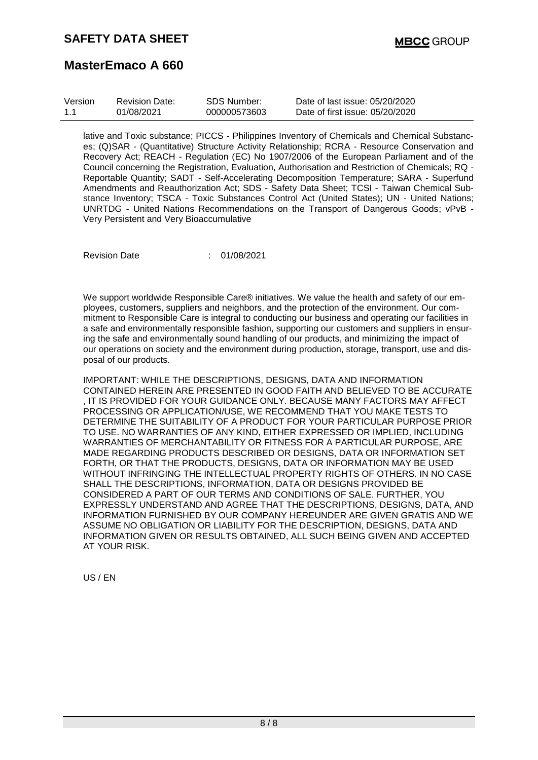lative and Toxic substance; PICCS - Philippines Inventory of Chemicals and Chemical Substances; (Q)SAR - (Quantitative) Structure Activity Relationship; RCRA - Resource Conservation and Recovery Act; REACH - Regulation (EC) No 1907/2006 of the European Parliament and of the Council concerning the Registration, Evaluation, Authorisation and Restriction of Chemicals; RQ - Reportable Quantity; SADT - Self-Accelerating Decomposition Temperature; SARA - Superfund Amendments and Reauthorization Act; SDS - Safety Data Sheet; TCSI - Taiwan Chemical Substance Inventory; TSCA - Toxic Substances Control Act (United States); UN - United Nations; UNRTDG - United Nations Recommendations on the Transport of Dangerous Goods; vPvB - Very Persistent and Very Bioaccumulative

Revision Date : 01/08/2021

We support worldwide Responsible Care® initiatives. We value the health and safety of our employees, customers, suppliers and neighbors, and the protection of the environment. Our commitment to Responsible Care is integral to conducting our business and operating our facilities in a safe and environmentally responsible fashion, supporting our customers and suppliers in ensuring the safe and environmentally sound handling of our products, and minimizing the impact of our operations on society and the environment during production, storage, transport, use and disposal of our products.

IMPORTANT: WHILE THE DESCRIPTIONS, DESIGNS, DATA AND INFORMATION CONTAINED HEREIN ARE PRESENTED IN GOOD FAITH AND BELIEVED TO BE ACCURATE , IT IS PROVIDED FOR YOUR GUIDANCE ONLY. BECAUSE MANY FACTORS MAY AFFECT PROCESSING OR APPLICATION/USE, WE RECOMMEND THAT YOU MAKE TESTS TO DETERMINE THE SUITABILITY OF A PRODUCT FOR YOUR PARTICULAR PURPOSE PRIOR TO USE. NO WARRANTIES OF ANY KIND, EITHER EXPRESSED OR IMPLIED, INCLUDING WARRANTIES OF MERCHANTABILITY OR FITNESS FOR A PARTICULAR PURPOSE, ARE MADE REGARDING PRODUCTS DESCRIBED OR DESIGNS, DATA OR INFORMATION SET FORTH, OR THAT THE PRODUCTS, DESIGNS, DATA OR INFORMATION MAY BE USED WITHOUT INFRINGING THE INTELLECTUAL PROPERTY RIGHTS OF OTHERS. IN NO CASE SHALL THE DESCRIPTIONS, INFORMATION, DATA OR DESIGNS PROVIDED BE CONSIDERED A PART OF OUR TERMS AND CONDITIONS OF SALE. FURTHER, YOU EXPRESSLY UNDERSTAND AND AGREE THAT THE DESCRIPTIONS, DESIGNS, DATA, AND INFORMATION FURNISHED BY OUR COMPANY HEREUNDER ARE GIVEN GRATIS AND WE ASSUME NO OBLIGATION OR LIABILITY FOR THE DESCRIPTION, DESIGNS, DATA AND INFORMATION GIVEN OR RESULTS OBTAINED, ALL SUCH BEING GIVEN AND ACCEPTED AT YOUR RISK.

US / EN